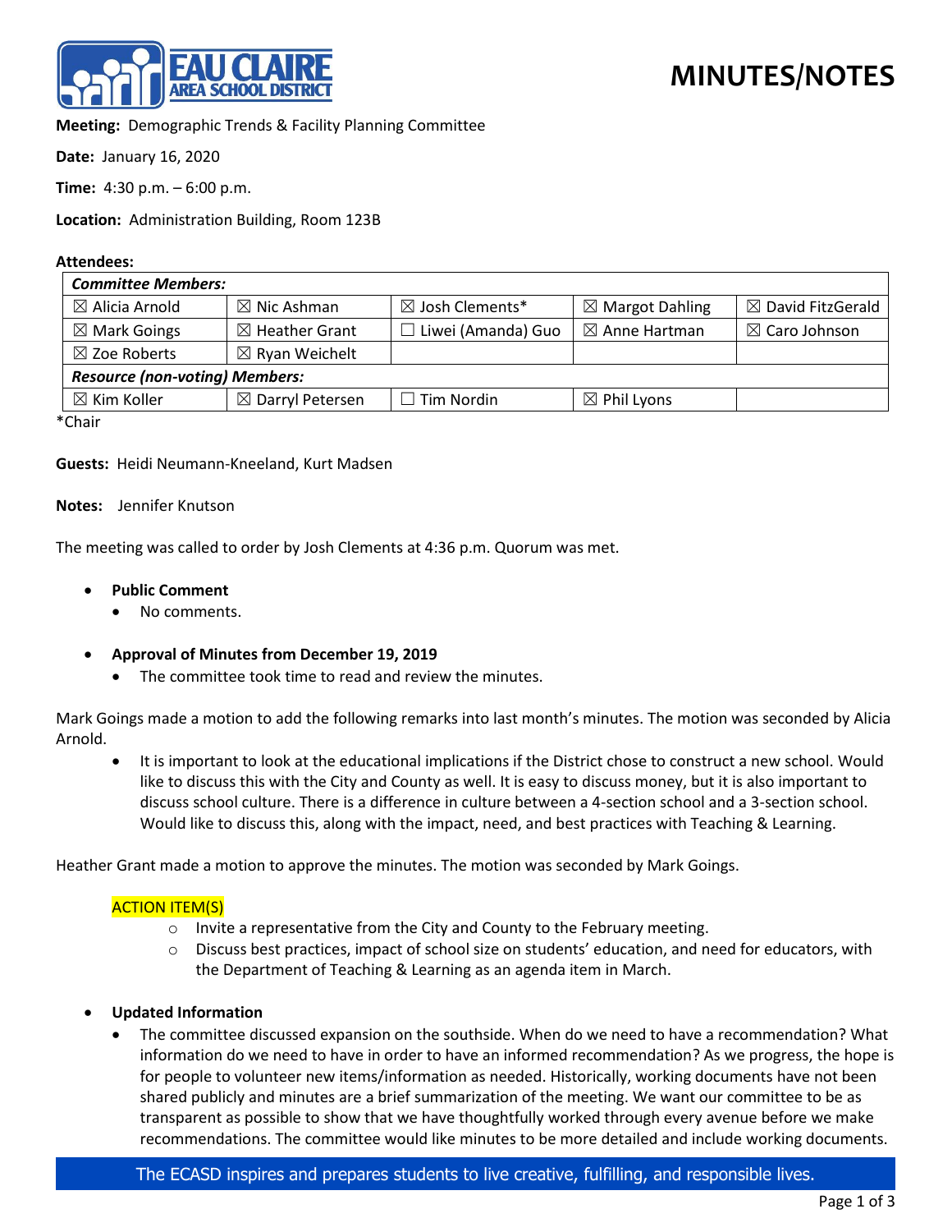# MINUTES/NOTES

**Meeting:** Demographic Trends & Facility Planning Committee

**Date:** January 16, 2020

**Time:** 4:30 p.m. – 6:00 p.m.

**Location:** Administration Building, Room 123B

**Attendees:**

| ***Committee Members:*** | | | | |
|---|---|---|---|---|
| ☒ Alicia Arnold | ☒ Nic Ashman | ☒ Josh Clements* | ☒ Margot Dahling | ☒ David FitzGerald |
| ☒ Mark Goings | ☒ Heather Grant | ☐ Liwei (Amanda) Guo | ☒ Anne Hartman | ☒ Caro Johnson |
| ☒ Zoe Roberts | ☒ Ryan Weichelt | | | |
| ***Resource (non-voting) Members:*** | | | | |
| ☒ Kim Koller | ☒ Darryl Petersen | ☐ Tim Nordin | ☒ Phil Lyons | |

*Chair

**Guests:** Heidi Neumann-Kneeland, Kurt Madsen

**Notes:** Jennifer Knutson

The meeting was called to order by Josh Clements at 4:36 p.m. Quorum was met.

- **Public Comment**
  - No comments.

- **Approval of Minutes from December 19, 2019**
  - The committee took time to read and review the minutes.

Mark Goings made a motion to add the following remarks into last month's minutes. The motion was seconded by Alicia Arnold.

- It is important to look at the educational implications if the District chose to construct a new school. Would like to discuss this with the City and County as well. It is easy to discuss money, but it is also important to discuss school culture. There is a difference in culture between a 4-section school and a 3-section school. Would like to discuss this, along with the impact, need, and best practices with Teaching & Learning.

Heather Grant made a motion to approve the minutes. The motion was seconded by Mark Goings.

ACTION ITEM(S)

- Invite a representative from the City and County to the February meeting.
- Discuss best practices, impact of school size on students' education, and need for educators, with the Department of Teaching & Learning as an agenda item in March.

- **Updated Information**
  - The committee discussed expansion on the southside. When do we need to have a recommendation? What information do we need to have in order to have an informed recommendation? As we progress, the hope is for people to volunteer new items/information as needed. Historically, working documents have not been shared publicly and minutes are a brief summarization of the meeting. We want our committee to be as transparent as possible to show that we have thoughtfully worked through every avenue before we make recommendations. The committee would like minutes to be more detailed and include working documents.

The ECASD inspires and prepares students to live creative, fulfilling, and responsible lives.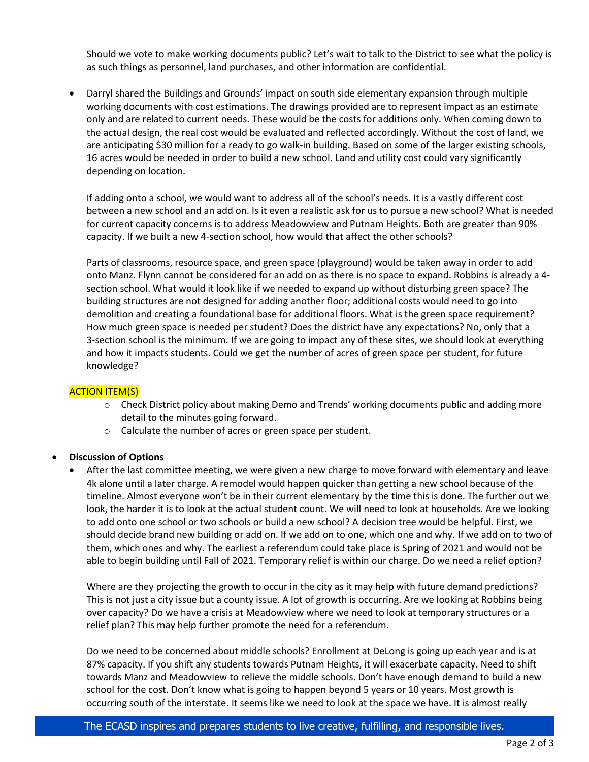Should we vote to make working documents public? Let's wait to talk to the District to see what the policy is as such things as personnel, land purchases, and other information are confidential.

- Darryl shared the Buildings and Grounds' impact on south side elementary expansion through multiple working documents with cost estimations. The drawings provided are to represent impact as an estimate only and are related to current needs. These would be the costs for additions only. When coming down to the actual design, the real cost would be evaluated and reflected accordingly. Without the cost of land, we are anticipating $30 million for a ready to go walk-in building. Based on some of the larger existing schools, 16 acres would be needed in order to build a new school. Land and utility cost could vary significantly depending on location.

  If adding onto a school, we would want to address all of the school's needs. It is a vastly different cost between a new school and an add on. Is it even a realistic ask for us to pursue a new school? What is needed for current capacity concerns is to address Meadowview and Putnam Heights. Both are greater than 90% capacity. If we built a new 4-section school, how would that affect the other schools?

  Parts of classrooms, resource space, and green space (playground) would be taken away in order to add onto Manz. Flynn cannot be considered for an add on as there is no space to expand. Robbins is already a 4-section school. What would it look like if we needed to expand up without disturbing green space? The building structures are not designed for adding another floor; additional costs would need to go into demolition and creating a foundational base for additional floors. What is the green space requirement? How much green space is needed per student? Does the district have any expectations? No, only that a 3-section school is the minimum. If we are going to impact any of these sites, we should look at everything and how it impacts students. Could we get the number of acres of green space per student, for future knowledge?

ACTION ITEM(S)

  - Check District policy about making Demo and Trends' working documents public and adding more detail to the minutes going forward.
  - Calculate the number of acres or green space per student.

- **Discussion of Options**
  - After the last committee meeting, we were given a new charge to move forward with elementary and leave 4k alone until a later charge. A remodel would happen quicker than getting a new school because of the timeline. Almost everyone won't be in their current elementary by the time this is done. The further out we look, the harder it is to look at the actual student count. We will need to look at households. Are we looking to add onto one school or two schools or build a new school? A decision tree would be helpful. First, we should decide brand new building or add on. If we add on to one, which one and why. If we add on to two of them, which ones and why. The earliest a referendum could take place is Spring of 2021 and would not be able to begin building until Fall of 2021. Temporary relief is within our charge. Do we need a relief option?

    Where are they projecting the growth to occur in the city as it may help with future demand predictions? This is not just a city issue but a county issue. A lot of growth is occurring. Are we looking at Robbins being over capacity? Do we have a crisis at Meadowview where we need to look at temporary structures or a relief plan? This may help further promote the need for a referendum.

    Do we need to be concerned about middle schools? Enrollment at DeLong is going up each year and is at 87% capacity. If you shift any students towards Putnam Heights, it will exacerbate capacity. Need to shift towards Manz and Meadowview to relieve the middle schools. Don't have enough demand to build a new school for the cost. Don't know what is going to happen beyond 5 years or 10 years. Most growth is occurring south of the interstate. It seems like we need to look at the space we have. It is almost really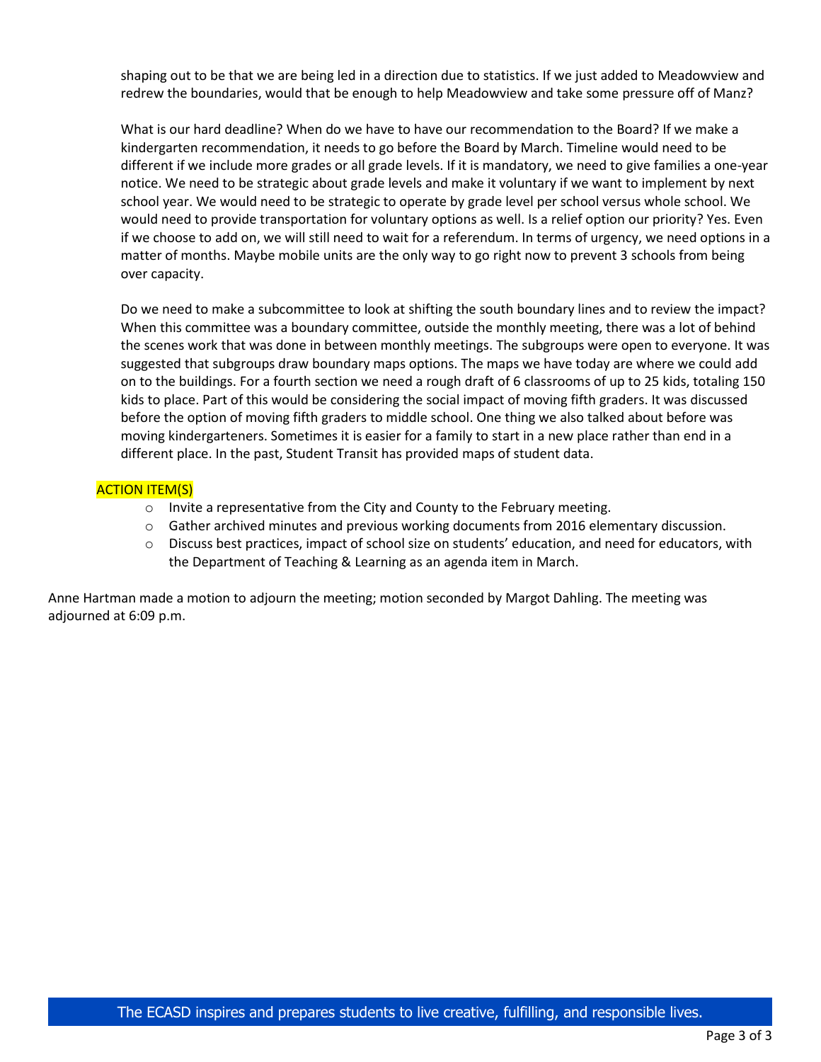shaping out to be that we are being led in a direction due to statistics. If we just added to Meadowview and redrew the boundaries, would that be enough to help Meadowview and take some pressure off of Manz?

What is our hard deadline? When do we have to have our recommendation to the Board? If we make a kindergarten recommendation, it needs to go before the Board by March. Timeline would need to be different if we include more grades or all grade levels. If it is mandatory, we need to give families a one-year notice. We need to be strategic about grade levels and make it voluntary if we want to implement by next school year. We would need to be strategic to operate by grade level per school versus whole school. We would need to provide transportation for voluntary options as well. Is a relief option our priority? Yes. Even if we choose to add on, we will still need to wait for a referendum. In terms of urgency, we need options in a matter of months. Maybe mobile units are the only way to go right now to prevent 3 schools from being over capacity.

Do we need to make a subcommittee to look at shifting the south boundary lines and to review the impact? When this committee was a boundary committee, outside the monthly meeting, there was a lot of behind the scenes work that was done in between monthly meetings. The subgroups were open to everyone. It was suggested that subgroups draw boundary maps options. The maps we have today are where we could add on to the buildings. For a fourth section we need a rough draft of 6 classrooms of up to 25 kids, totaling 150 kids to place. Part of this would be considering the social impact of moving fifth graders. It was discussed before the option of moving fifth graders to middle school. One thing we also talked about before was moving kindergarteners. Sometimes it is easier for a family to start in a new place rather than end in a different place. In the past, Student Transit has provided maps of student data.

ACTION ITEM(S)

- Invite a representative from the City and County to the February meeting.
- Gather archived minutes and previous working documents from 2016 elementary discussion.
- Discuss best practices, impact of school size on students' education, and need for educators, with the Department of Teaching & Learning as an agenda item in March.

Anne Hartman made a motion to adjourn the meeting; motion seconded by Margot Dahling. The meeting was adjourned at 6:09 p.m.